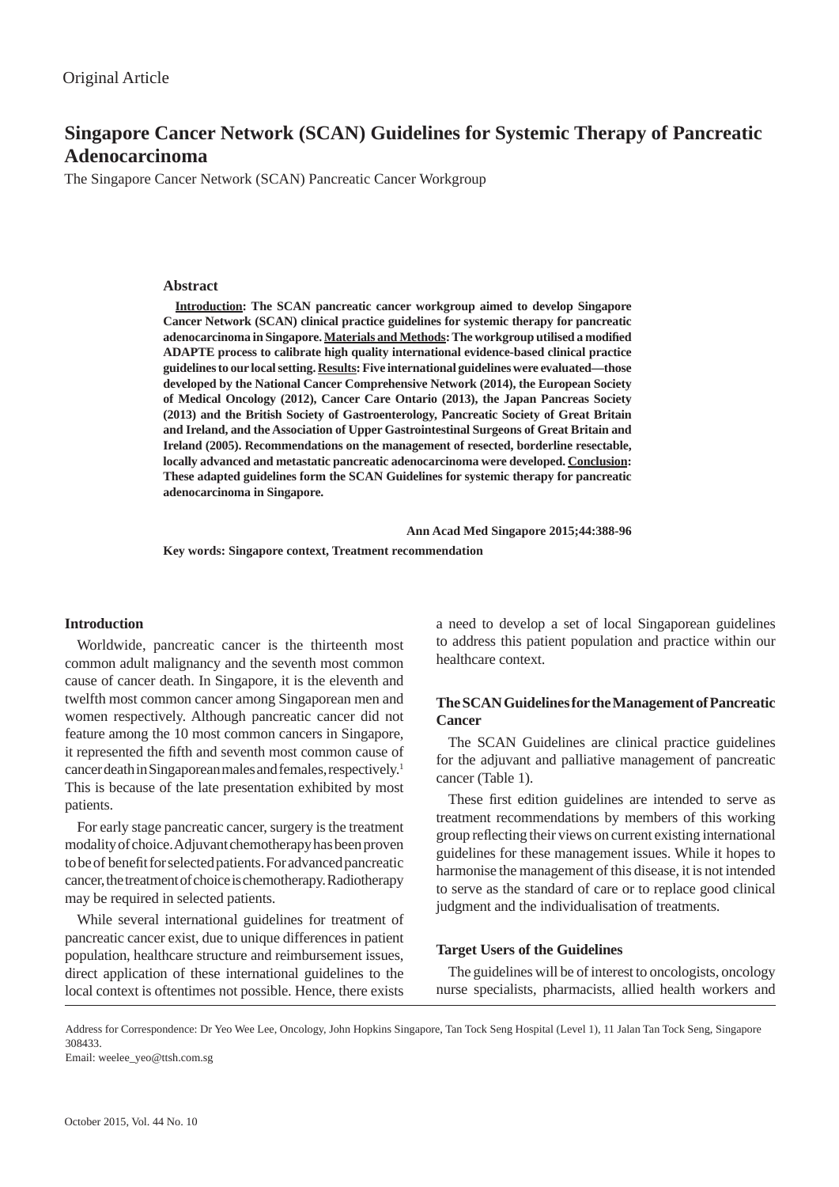Original Article

# Singapore Cancer Network (SCAN) Guidelines for Systemic Therapy of Pancreatic Adenocarcinoma

The Singapore Cancer Network (SCAN) Pancreatic Cancer Workgroup

## Abstract

**Introduction: The SCAN pancreatic cancer workgroup aimed to develop Singapore Cancer Network (SCAN) clinical practice guidelines for systemic therapy for pancreatic adenocarcinoma in Singapore. Materials and Methods: The workgroup utilised a modified ADAPTE process to calibrate high quality international evidence-based clinical practice guidelines to our local setting. Results: Five international guidelines were evaluated—those developed by the National Cancer Comprehensive Network (2014), the European Society of Medical Oncology (2012), Cancer Care Ontario (2013), the Japan Pancreas Society (2013) and the British Society of Gastroenterology, Pancreatic Society of Great Britain and Ireland, and the Association of Upper Gastrointestinal Surgeons of Great Britain and Ireland (2005). Recommendations on the management of resected, borderline resectable, locally advanced and metastatic pancreatic adenocarcinoma were developed. Conclusion: These adapted guidelines form the SCAN Guidelines for systemic therapy for pancreatic adenocarcinoma in Singapore.**

**Ann Acad Med Singapore 2015;44:388-96**

**Key words: Singapore context, Treatment recommendation**

## Introduction

Worldwide, pancreatic cancer is the thirteenth most common adult malignancy and the seventh most common cause of cancer death. In Singapore, it is the eleventh and twelfth most common cancer among Singaporean men and women respectively. Although pancreatic cancer did not feature among the 10 most common cancers in Singapore, it represented the fifth and seventh most common cause of cancer death in Singaporean males and females, respectively.[1] This is because of the late presentation exhibited by most patients.

For early stage pancreatic cancer, surgery is the treatment modality of choice. Adjuvant chemotherapy has been proven to be of benefit for selected patients. For advanced pancreatic cancer, the treatment of choice is chemotherapy. Radiotherapy may be required in selected patients.

While several international guidelines for treatment of pancreatic cancer exist, due to unique differences in patient population, healthcare structure and reimbursement issues, direct application of these international guidelines to the local context is oftentimes not possible. Hence, there exists a need to develop a set of local Singaporean guidelines to address this patient population and practice within our healthcare context.

## The SCAN Guidelines for the Management of Pancreatic Cancer

The SCAN Guidelines are clinical practice guidelines for the adjuvant and palliative management of pancreatic cancer (Table 1).

These first edition guidelines are intended to serve as treatment recommendations by members of this working group reflecting their views on current existing international guidelines for these management issues. While it hopes to harmonise the management of this disease, it is not intended to serve as the standard of care or to replace good clinical judgment and the individualisation of treatments.

## Target Users of the Guidelines

The guidelines will be of interest to oncologists, oncology nurse specialists, pharmacists, allied health workers and

Address for Correspondence: Dr Yeo Wee Lee, Oncology, John Hopkins Singapore, Tan Tock Seng Hospital (Level 1), 11 Jalan Tan Tock Seng, Singapore 308433.
Email: weelee_yeo@ttsh.com.sg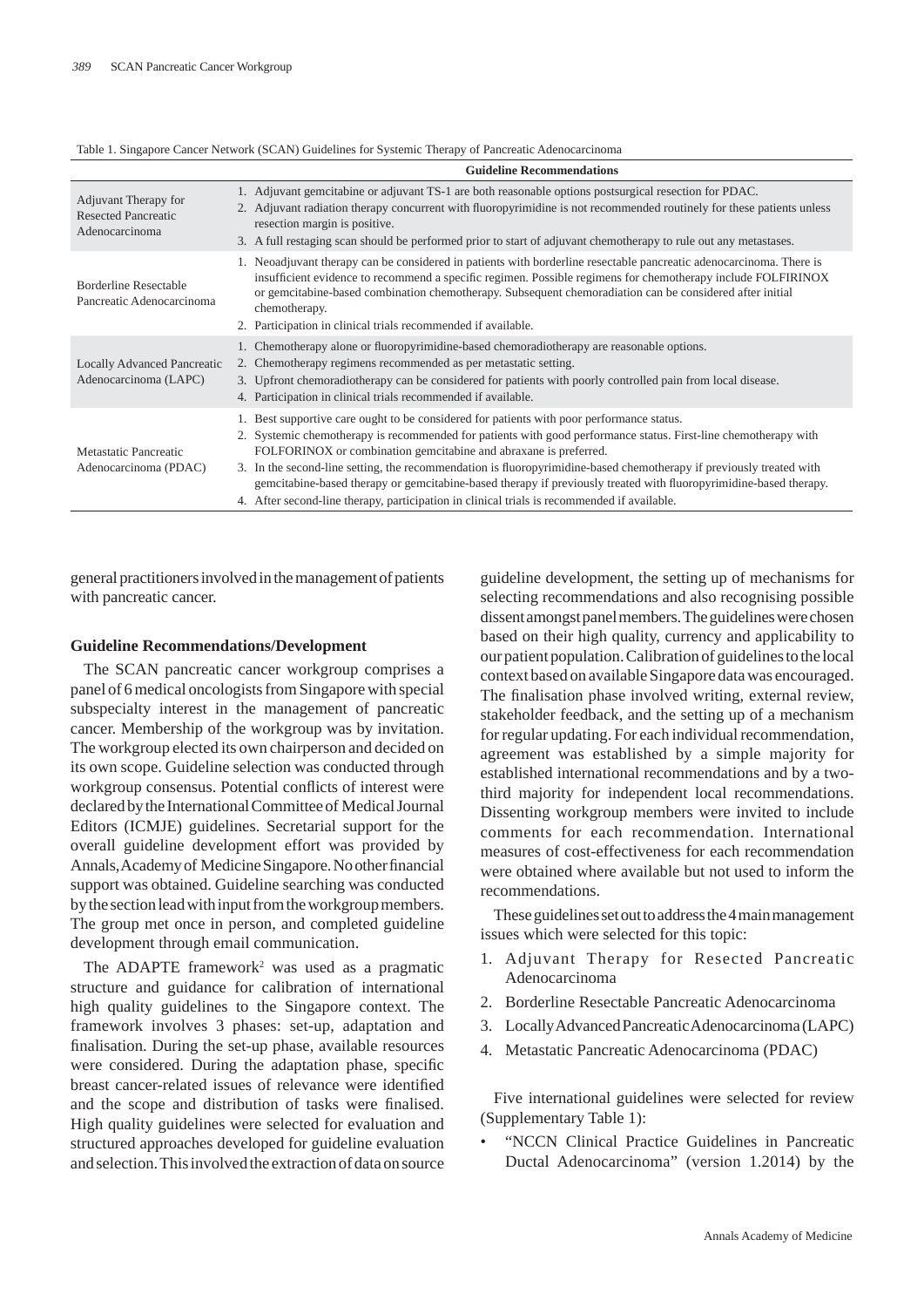Table 1. Singapore Cancer Network (SCAN) Guidelines for Systemic Therapy of Pancreatic Adenocarcinoma

| | Guideline Recommendations |
|---|---|
| Adjuvant Therapy for Resected Pancreatic Adenocarcinoma | 1. Adjuvant gemcitabine or adjuvant TS-1 are both reasonable options postsurgical resection for PDAC.<br>2. Adjuvant radiation therapy concurrent with fluoropyrimidine is not recommended routinely for these patients unless resection margin is positive.<br>3. A full restaging scan should be performed prior to start of adjuvant chemotherapy to rule out any metastases. |
| Borderline Resectable Pancreatic Adenocarcinoma | 1. Neoadjuvant therapy can be considered in patients with borderline resectable pancreatic adenocarcinoma. There is insufficient evidence to recommend a specific regimen. Possible regimens for chemotherapy include FOLFIRINOX or gemcitabine-based combination chemotherapy. Subsequent chemoradiation can be considered after initial chemotherapy.<br>2. Participation in clinical trials recommended if available. |
| Locally Advanced Pancreatic Adenocarcinoma (LAPC) | 1. Chemotherapy alone or fluoropyrimidine-based chemoradiotherapy are reasonable options.<br>2. Chemotherapy regimens recommended as per metastatic setting.<br>3. Upfront chemoradiotherapy can be considered for patients with poorly controlled pain from local disease.<br>4. Participation in clinical trials recommended if available. |
| Metastatic Pancreatic Adenocarcinoma (PDAC) | 1. Best supportive care ought to be considered for patients with poor performance status.<br>2. Systemic chemotherapy is recommended for patients with good performance status. First-line chemotherapy with FOLFORINOX or combination gemcitabine and abraxane is preferred.<br>3. In the second-line setting, the recommendation is fluoropyrimidine-based chemotherapy if previously treated with gemcitabine-based therapy or gemcitabine-based therapy if previously treated with fluoropyrimidine-based therapy.<br>4. After second-line therapy, participation in clinical trials is recommended if available. |

general practitioners involved in the management of patients with pancreatic cancer.

## Guideline Recommendations/Development

The SCAN pancreatic cancer workgroup comprises a panel of 6 medical oncologists from Singapore with special subspecialty interest in the management of pancreatic cancer. Membership of the workgroup was by invitation. The workgroup elected its own chairperson and decided on its own scope. Guideline selection was conducted through workgroup consensus. Potential conflicts of interest were declared by the International Committee of Medical Journal Editors (ICMJE) guidelines. Secretarial support for the overall guideline development effort was provided by Annals, Academy of Medicine Singapore. No other financial support was obtained. Guideline searching was conducted by the section lead with input from the workgroup members. The group met once in person, and completed guideline development through email communication.

The ADAPTE framework[2] was used as a pragmatic structure and guidance for calibration of international high quality guidelines to the Singapore context. The framework involves 3 phases: set-up, adaptation and finalisation. During the set-up phase, available resources were considered. During the adaptation phase, specific breast cancer-related issues of relevance were identified and the scope and distribution of tasks were finalised. High quality guidelines were selected for evaluation and structured approaches developed for guideline evaluation and selection. This involved the extraction of data on source guideline development, the setting up of mechanisms for selecting recommendations and also recognising possible dissent amongst panel members. The guidelines were chosen based on their high quality, currency and applicability to our patient population. Calibration of guidelines to the local context based on available Singapore data was encouraged. The finalisation phase involved writing, external review, stakeholder feedback, and the setting up of a mechanism for regular updating. For each individual recommendation, agreement was established by a simple majority for established international recommendations and by a two-third majority for independent local recommendations. Dissenting workgroup members were invited to include comments for each recommendation. International measures of cost-effectiveness for each recommendation were obtained where available but not used to inform the recommendations.

These guidelines set out to address the 4 main management issues which were selected for this topic:

1. Adjuvant Therapy for Resected Pancreatic Adenocarcinoma
2. Borderline Resectable Pancreatic Adenocarcinoma
3. Locally Advanced Pancreatic Adenocarcinoma (LAPC)
4. Metastatic Pancreatic Adenocarcinoma (PDAC)

Five international guidelines were selected for review (Supplementary Table 1):

- "NCCN Clinical Practice Guidelines in Pancreatic Ductal Adenocarcinoma" (version 1.2014) by the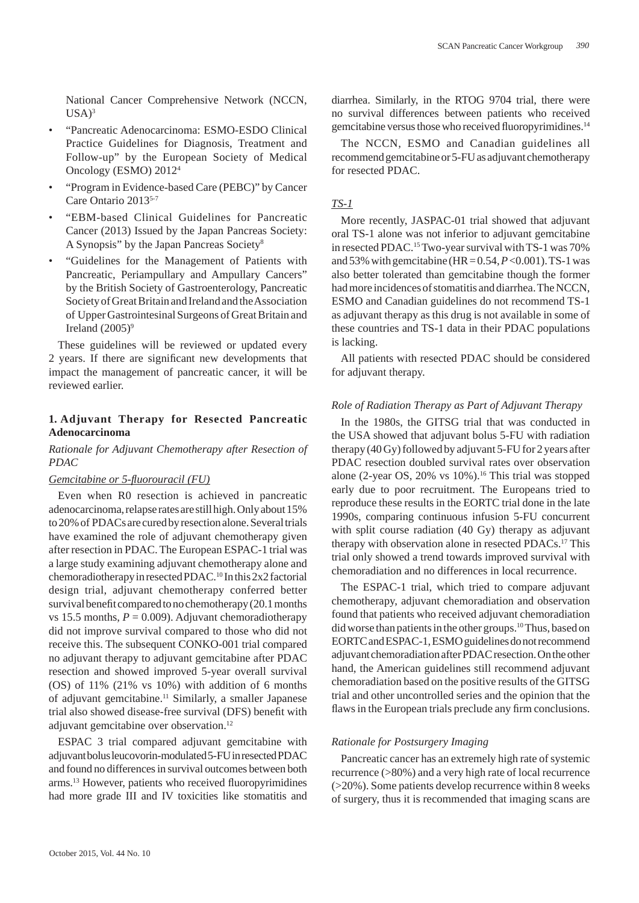National Cancer Comprehensive Network (NCCN, USA)[3]

- "Pancreatic Adenocarcinoma: ESMO-ESDO Clinical Practice Guidelines for Diagnosis, Treatment and Follow-up" by the European Society of Medical Oncology (ESMO) 2012[4]
- "Program in Evidence-based Care (PEBC)" by Cancer Care Ontario 2013[5-7]
- "EBM-based Clinical Guidelines for Pancreatic Cancer (2013) Issued by the Japan Pancreas Society: A Synopsis" by the Japan Pancreas Society[8]
- "Guidelines for the Management of Patients with Pancreatic, Periampullary and Ampullary Cancers" by the British Society of Gastroenterology, Pancreatic Society of Great Britain and Ireland and the Association of Upper Gastrointesinal Surgeons of Great Britain and Ireland (2005)[9]

These guidelines will be reviewed or updated every 2 years. If there are significant new developments that impact the management of pancreatic cancer, it will be reviewed earlier.

## 1. Adjuvant Therapy for Resected Pancreatic Adenocarcinoma

*Rationale for Adjuvant Chemotherapy after Resection of PDAC*

*Gemcitabine or 5-fluorouracil (FU)*

Even when R0 resection is achieved in pancreatic adenocarcinoma, relapse rates are still high. Only about 15% to 20% of PDACs are cured by resection alone. Several trials have examined the role of adjuvant chemotherapy given after resection in PDAC. The European ESPAC-1 trial was a large study examining adjuvant chemotherapy alone and chemoradiotherapy in resected PDAC.[10] In this 2x2 factorial design trial, adjuvant chemotherapy conferred better survival benefit compared to no chemotherapy (20.1 months vs 15.5 months, $P = 0.009$). Adjuvant chemoradiotherapy did not improve survival compared to those who did not receive this. The subsequent CONKO-001 trial compared no adjuvant therapy to adjuvant gemcitabine after PDAC resection and showed improved 5-year overall survival (OS) of 11% (21% vs 10%) with addition of 6 months of adjuvant gemcitabine.[11] Similarly, a smaller Japanese trial also showed disease-free survival (DFS) benefit with adjuvant gemcitabine over observation.[12]

ESPAC 3 trial compared adjuvant gemcitabine with adjuvant bolus leucovorin-modulated 5-FU in resected PDAC and found no differences in survival outcomes between both arms.[13] However, patients who received fluoropyrimidines had more grade III and IV toxicities like stomatitis and diarrhea. Similarly, in the RTOG 9704 trial, there were no survival differences between patients who received gemcitabine versus those who received fluoropyrimidines.[14]

The NCCN, ESMO and Canadian guidelines all recommend gemcitabine or 5-FU as adjuvant chemotherapy for resected PDAC.

*TS-1*

More recently, JASPAC-01 trial showed that adjuvant oral TS-1 alone was not inferior to adjuvant gemcitabine in resected PDAC.[15] Two-year survival with TS-1 was 70% and 53% with gemcitabine (HR = 0.54, $P < 0.001$). TS-1 was also better tolerated than gemcitabine though the former had more incidences of stomatitis and diarrhea. The NCCN, ESMO and Canadian guidelines do not recommend TS-1 as adjuvant therapy as this drug is not available in some of these countries and TS-1 data in their PDAC populations is lacking.

All patients with resected PDAC should be considered for adjuvant therapy.

*Role of Radiation Therapy as Part of Adjuvant Therapy*

In the 1980s, the GITSG trial that was conducted in the USA showed that adjuvant bolus 5-FU with radiation therapy (40 Gy) followed by adjuvant 5-FU for 2 years after PDAC resection doubled survival rates over observation alone (2-year OS, 20% vs 10%).[16] This trial was stopped early due to poor recruitment. The Europeans tried to reproduce these results in the EORTC trial done in the late 1990s, comparing continuous infusion 5-FU concurrent with split course radiation (40 Gy) therapy as adjuvant therapy with observation alone in resected PDACs.[17] This trial only showed a trend towards improved survival with chemoradiation and no differences in local recurrence.

The ESPAC-1 trial, which tried to compare adjuvant chemotherapy, adjuvant chemoradiation and observation found that patients who received adjuvant chemoradiation did worse than patients in the other groups.[10] Thus, based on EORTC and ESPAC-1, ESMO guidelines do not recommend adjuvant chemoradiation after PDAC resection. On the other hand, the American guidelines still recommend adjuvant chemoradiation based on the positive results of the GITSG trial and other uncontrolled series and the opinion that the flaws in the European trials preclude any firm conclusions.

*Rationale for Postsurgery Imaging*

Pancreatic cancer has an extremely high rate of systemic recurrence (>80%) and a very high rate of local recurrence (>20%). Some patients develop recurrence within 8 weeks of surgery, thus it is recommended that imaging scans are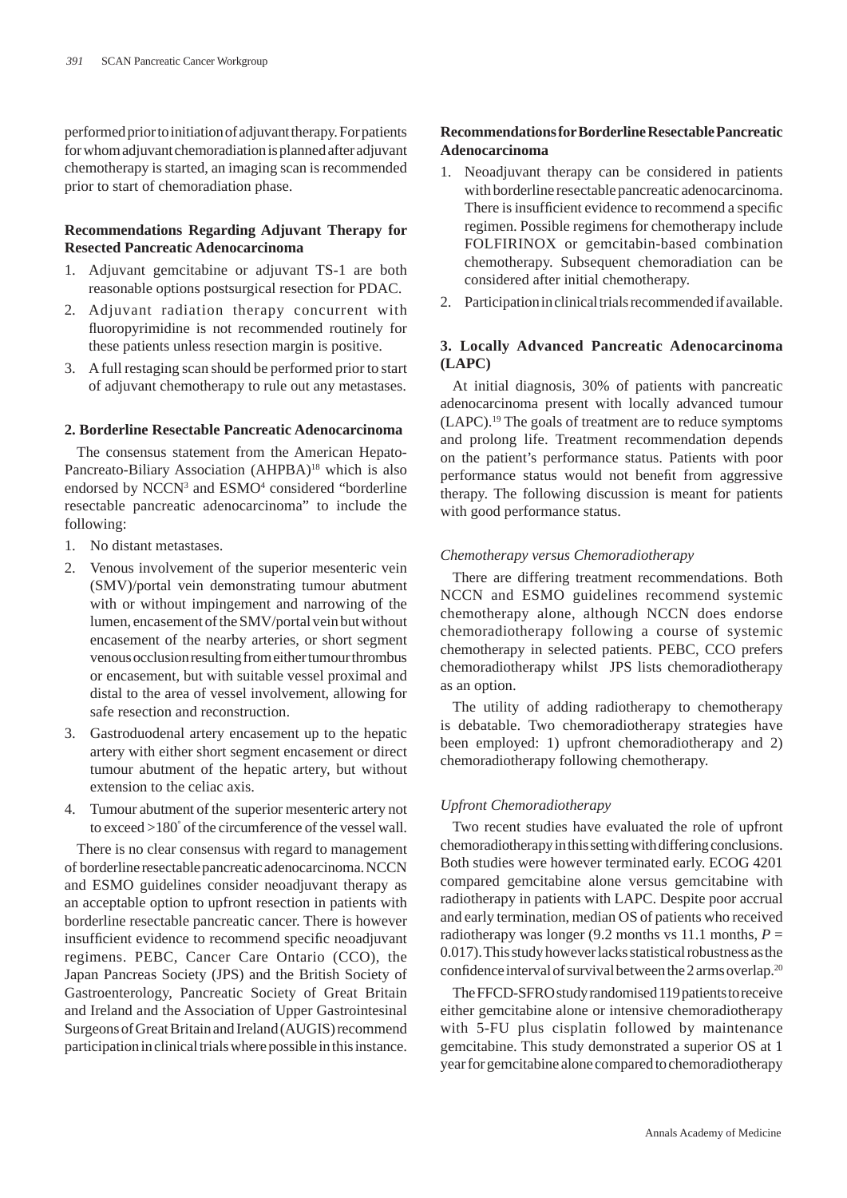performed prior to initiation of adjuvant therapy. For patients for whom adjuvant chemoradiation is planned after adjuvant chemotherapy is started, an imaging scan is recommended prior to start of chemoradiation phase.

**Recommendations Regarding Adjuvant Therapy for Resected Pancreatic Adenocarcinoma**

1. Adjuvant gemcitabine or adjuvant TS-1 are both reasonable options postsurgical resection for PDAC.
2. Adjuvant radiation therapy concurrent with fluoropyrimidine is not recommended routinely for these patients unless resection margin is positive.
3. A full restaging scan should be performed prior to start of adjuvant chemotherapy to rule out any metastases.

### 2. Borderline Resectable Pancreatic Adenocarcinoma

The consensus statement from the American Hepato-Pancreato-Biliary Association (AHPBA)[18] which is also endorsed by NCCN[3] and ESMO[4] considered "borderline resectable pancreatic adenocarcinoma" to include the following:

1. No distant metastases.
2. Venous involvement of the superior mesenteric vein (SMV)/portal vein demonstrating tumour abutment with or without impingement and narrowing of the lumen, encasement of the SMV/portal vein but without encasement of the nearby arteries, or short segment venous occlusion resulting from either tumour thrombus or encasement, but with suitable vessel proximal and distal to the area of vessel involvement, allowing for safe resection and reconstruction.
3. Gastroduodenal artery encasement up to the hepatic artery with either short segment encasement or direct tumour abutment of the hepatic artery, but without extension to the celiac axis.
4. Tumour abutment of the superior mesenteric artery not to exceed >180° of the circumference of the vessel wall.

There is no clear consensus with regard to management of borderline resectable pancreatic adenocarcinoma. NCCN and ESMO guidelines consider neoadjuvant therapy as an acceptable option to upfront resection in patients with borderline resectable pancreatic cancer. There is however insufficient evidence to recommend specific neoadjuvant regimens. PEBC, Cancer Care Ontario (CCO), the Japan Pancreas Society (JPS) and the British Society of Gastroenterology, Pancreatic Society of Great Britain and Ireland and the Association of Upper Gastrointesinal Surgeons of Great Britain and Ireland (AUGIS) recommend participation in clinical trials where possible in this instance.

**Recommendations for Borderline Resectable Pancreatic Adenocarcinoma**

1. Neoadjuvant therapy can be considered in patients with borderline resectable pancreatic adenocarcinoma. There is insufficient evidence to recommend a specific regimen. Possible regimens for chemotherapy include FOLFIRINOX or gemcitabin-based combination chemotherapy. Subsequent chemoradiation can be considered after initial chemotherapy.
2. Participation in clinical trials recommended if available.

### 3. Locally Advanced Pancreatic Adenocarcinoma (LAPC)

At initial diagnosis, 30% of patients with pancreatic adenocarcinoma present with locally advanced tumour (LAPC).[19] The goals of treatment are to reduce symptoms and prolong life. Treatment recommendation depends on the patient's performance status. Patients with poor performance status would not benefit from aggressive therapy. The following discussion is meant for patients with good performance status.

*Chemotherapy versus Chemoradiotherapy*

There are differing treatment recommendations. Both NCCN and ESMO guidelines recommend systemic chemotherapy alone, although NCCN does endorse chemoradiotherapy following a course of systemic chemotherapy in selected patients. PEBC, CCO prefers chemoradiotherapy whilst JPS lists chemoradiotherapy as an option.

The utility of adding radiotherapy to chemotherapy is debatable. Two chemoradiotherapy strategies have been employed: 1) upfront chemoradiotherapy and 2) chemoradiotherapy following chemotherapy.

*Upfront Chemoradiotherapy*

Two recent studies have evaluated the role of upfront chemoradiotherapy in this setting with differing conclusions. Both studies were however terminated early. ECOG 4201 compared gemcitabine alone versus gemcitabine with radiotherapy in patients with LAPC. Despite poor accrual and early termination, median OS of patients who received radiotherapy was longer (9.2 months vs 11.1 months, $P = 0.017$). This study however lacks statistical robustness as the confidence interval of survival between the 2 arms overlap.[20]

The FFCD-SFRO study randomised 119 patients to receive either gemcitabine alone or intensive chemoradiotherapy with 5-FU plus cisplatin followed by maintenance gemcitabine. This study demonstrated a superior OS at 1 year for gemcitabine alone compared to chemoradiotherapy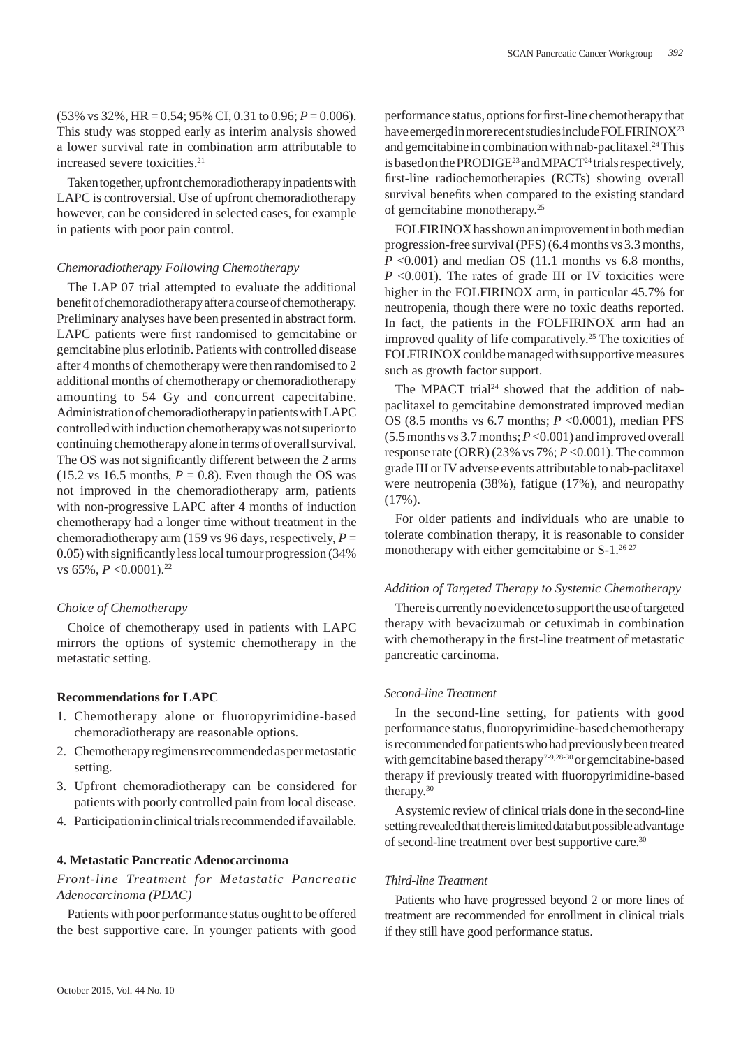(53% vs 32%, HR = 0.54; 95% CI, 0.31 to 0.96; $P = 0.006$). This study was stopped early as interim analysis showed a lower survival rate in combination arm attributable to increased severe toxicities.[21]

Taken together, upfront chemoradiotherapy in patients with LAPC is controversial. Use of upfront chemoradiotherapy however, can be considered in selected cases, for example in patients with poor pain control.

*Chemoradiotherapy Following Chemotherapy*

The LAP 07 trial attempted to evaluate the additional benefit of chemoradiotherapy after a course of chemotherapy. Preliminary analyses have been presented in abstract form. LAPC patients were first randomised to gemcitabine or gemcitabine plus erlotinib. Patients with controlled disease after 4 months of chemotherapy were then randomised to 2 additional months of chemotherapy or chemoradiotherapy amounting to 54 Gy and concurrent capecitabine. Administration of chemoradiotherapy in patients with LAPC controlled with induction chemotherapy was not superior to continuing chemotherapy alone in terms of overall survival. The OS was not significantly different between the 2 arms (15.2 vs 16.5 months, $P = 0.8$). Even though the OS was not improved in the chemoradiotherapy arm, patients with non-progressive LAPC after 4 months of induction chemotherapy had a longer time without treatment in the chemoradiotherapy arm (159 vs 96 days, respectively, $P = 0.05$) with significantly less local tumour progression (34% vs 65%, $P < 0.0001$).[22]

*Choice of Chemotherapy*

Choice of chemotherapy used in patients with LAPC mirrors the options of systemic chemotherapy in the metastatic setting.

**Recommendations for LAPC**

1. Chemotherapy alone or fluoropyrimidine-based chemoradiotherapy are reasonable options.
2. Chemotherapy regimens recommended as per metastatic setting.
3. Upfront chemoradiotherapy can be considered for patients with poorly controlled pain from local disease.
4. Participation in clinical trials recommended if available.

**4. Metastatic Pancreatic Adenocarcinoma**

*Front-line Treatment for Metastatic Pancreatic Adenocarcinoma (PDAC)*

Patients with poor performance status ought to be offered the best supportive care. In younger patients with good performance status, options for first-line chemotherapy that have emerged in more recent studies include FOLFIRINOX[23] and gemcitabine in combination with nab-paclitaxel.[24] This is based on the PRODIGE[23] and MPACT[24] trials respectively, first-line radiochemotherapies (RCTs) showing overall survival benefits when compared to the existing standard of gemcitabine monotherapy.[25]

FOLFIRINOX has shown an improvement in both median progression-free survival (PFS) (6.4 months vs 3.3 months, $P < 0.001$) and median OS (11.1 months vs 6.8 months, $P < 0.001$). The rates of grade III or IV toxicities were higher in the FOLFIRINOX arm, in particular 45.7% for neutropenia, though there were no toxic deaths reported. In fact, the patients in the FOLFIRINOX arm had an improved quality of life comparatively.[25] The toxicities of FOLFIRINOX could be managed with supportive measures such as growth factor support.

The MPACT trial[24] showed that the addition of nab-paclitaxel to gemcitabine demonstrated improved median OS (8.5 months vs 6.7 months; $P < 0.0001$), median PFS (5.5 months vs 3.7 months; $P < 0.001$) and improved overall response rate (ORR) (23% vs 7%; $P < 0.001$). The common grade III or IV adverse events attributable to nab-paclitaxel were neutropenia (38%), fatigue (17%), and neuropathy (17%).

For older patients and individuals who are unable to tolerate combination therapy, it is reasonable to consider monotherapy with either gemcitabine or S-1.[26-27]

*Addition of Targeted Therapy to Systemic Chemotherapy*

There is currently no evidence to support the use of targeted therapy with bevacizumab or cetuximab in combination with chemotherapy in the first-line treatment of metastatic pancreatic carcinoma.

*Second-line Treatment*

In the second-line setting, for patients with good performance status, fluoropyrimidine-based chemotherapy is recommended for patients who had previously been treated with gemcitabine based therapy[7-9,28-30] or gemcitabine-based therapy if previously treated with fluoropyrimidine-based therapy.[30]

A systemic review of clinical trials done in the second-line setting revealed that there is limited data but possible advantage of second-line treatment over best supportive care.[30]

*Third-line Treatment*

Patients who have progressed beyond 2 or more lines of treatment are recommended for enrollment in clinical trials if they still have good performance status.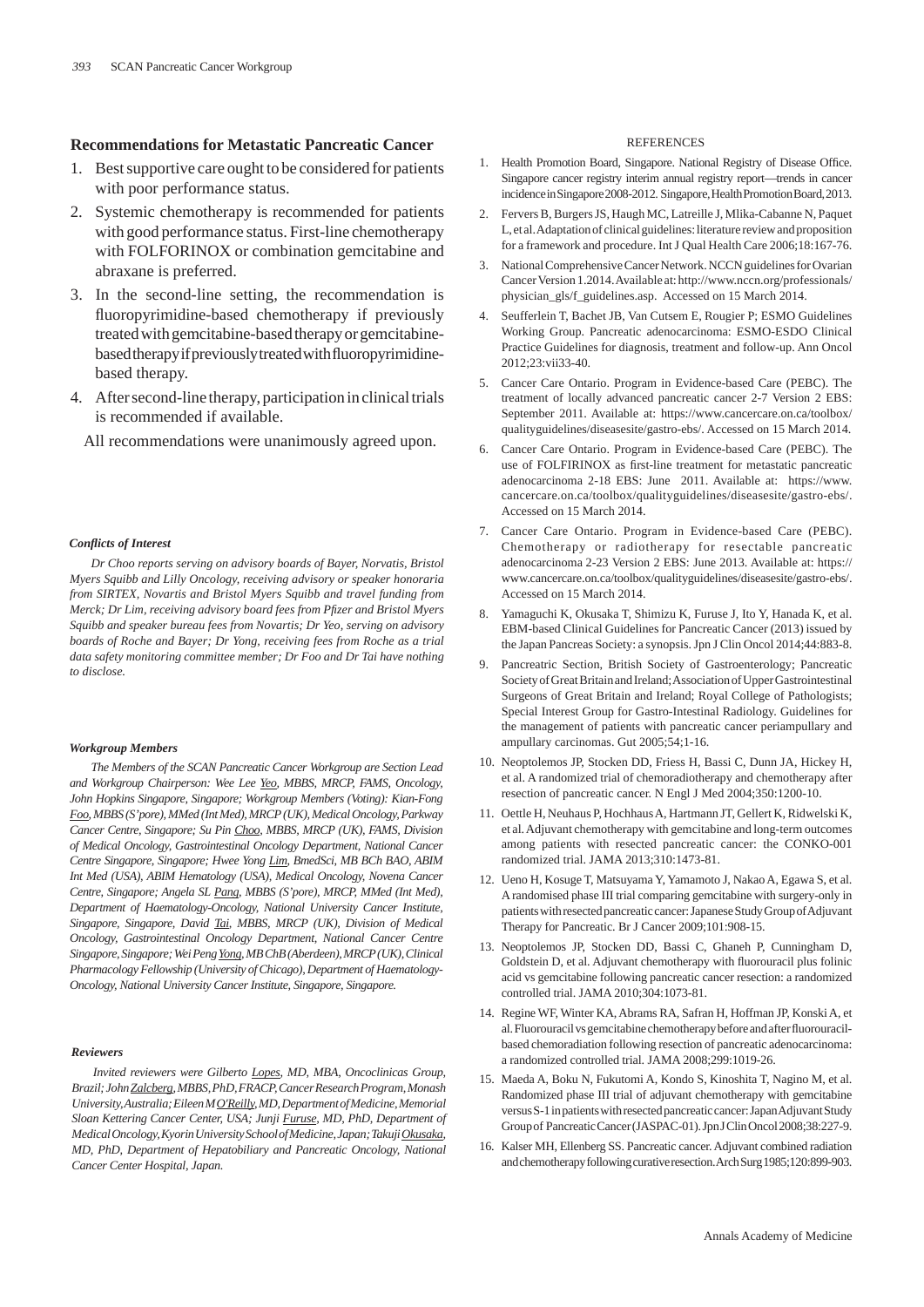## Recommendations for Metastatic Pancreatic Cancer

1. Best supportive care ought to be considered for patients with poor performance status.
2. Systemic chemotherapy is recommended for patients with good performance status. First-line chemotherapy with FOLFORINOX or combination gemcitabine and abraxane is preferred.
3. In the second-line setting, the recommendation is fluoropyrimidine-based chemotherapy if previously treated with gemcitabine-based therapy or gemcitabine-based therapy if previously treated with fluoropyrimidine-based therapy.
4. After second-line therapy, participation in clinical trials is recommended if available.

All recommendations were unanimously agreed upon.

#### Conflicts of Interest

*Dr Choo reports serving on advisory boards of Bayer, Norvatis, Bristol Myers Squibb and Lilly Oncology, receiving advisory or speaker honoraria from SIRTEX, Novartis and Bristol Myers Squibb and travel funding from Merck; Dr Lim, receiving advisory board fees from Pfizer and Bristol Myers Squibb and speaker bureau fees from Novartis; Dr Yeo, serving on advisory boards of Roche and Bayer; Dr Yong, receiving fees from Roche as a trial data safety monitoring committee member; Dr Foo and Dr Tai have nothing to disclose.*

#### Workgroup Members

*The Members of the SCAN Pancreatic Cancer Workgroup are Section Lead and Workgroup Chairperson: Wee Lee Yeo, MBBS, MRCP, FAMS, Oncology, John Hopkins Singapore, Singapore; Workgroup Members (Voting): Kian-Fong Foo, MBBS (S'pore), MMed (Int Med), MRCP (UK), Medical Oncology, Parkway Cancer Centre, Singapore; Su Pin Choo, MBBS, MRCP (UK), FAMS, Division of Medical Oncology, Gastrointestinal Oncology Department, National Cancer Centre Singapore, Singapore; Hwee Yong Lim, BmedSci, MB BCh BAO, ABIM Int Med (USA), ABIM Hematology (USA), Medical Oncology, Novena Cancer Centre, Singapore; Angela SL Pang, MBBS (S'pore), MRCP, MMed (Int Med), Department of Haematology-Oncology, National University Cancer Institute, Singapore, Singapore, David Tai, MBBS, MRCP (UK), Division of Medical Oncology, Gastrointestinal Oncology Department, National Cancer Centre Singapore, Singapore; Wei Peng Yong, MB ChB (Aberdeen), MRCP (UK), Clinical Pharmacology Fellowship (University of Chicago), Department of Haematology-Oncology, National University Cancer Institute, Singapore, Singapore.*

#### Reviewers

*Invited reviewers were Gilberto Lopes, MD, MBA, Oncoclinicas Group, Brazil; John Zalcberg, MBBS, PhD, FRACP, Cancer Research Program, Monash University, Australia; Eileen M O'Reilly, MD, Department of Medicine, Memorial Sloan Kettering Cancer Center, USA; Junji Furuse, MD, PhD, Department of Medical Oncology, Kyorin University School of Medicine, Japan; Takuji Okusaka, MD, PhD, Department of Hepatobiliary and Pancreatic Oncology, National Cancer Center Hospital, Japan.*

REFERENCES

1. Health Promotion Board, Singapore. National Registry of Disease Office. Singapore cancer registry interim annual registry report—trends in cancer incidence in Singapore 2008-2012. Singapore, Health Promotion Board, 2013.
2. Fervers B, Burgers JS, Haugh MC, Latreille J, Mlika-Cabanne N, Paquet L, et al. Adaptation of clinical guidelines: literature review and proposition for a framework and procedure. Int J Qual Health Care 2006;18:167-76.
3. National Comprehensive Cancer Network. NCCN guidelines for Ovarian Cancer Version 1.2014. Available at: http://www.nccn.org/professionals/physician_gls/f_guidelines.asp. Accessed on 15 March 2014.
4. Seufferlein T, Bachet JB, Van Cutsem E, Rougier P; ESMO Guidelines Working Group. Pancreatic adenocarcinoma: ESMO-ESDO Clinical Practice Guidelines for diagnosis, treatment and follow-up. Ann Oncol 2012;23:vii33-40.
5. Cancer Care Ontario. Program in Evidence-based Care (PEBC). The treatment of locally advanced pancreatic cancer 2-7 Version 2 EBS: September 2011. Available at: https://www.cancercare.on.ca/toolbox/qualityguidelines/diseasesite/gastro-ebs/. Accessed on 15 March 2014.
6. Cancer Care Ontario. Program in Evidence-based Care (PEBC). The use of FOLFIRINOX as first-line treatment for metastatic pancreatic adenocarcinoma 2-18 EBS: June 2011. Available at: https://www.cancercare.on.ca/toolbox/qualityguidelines/diseasesite/gastro-ebs/. Accessed on 15 March 2014.
7. Cancer Care Ontario. Program in Evidence-based Care (PEBC). Chemotherapy or radiotherapy for resectable pancreatic adenocarcinoma 2-23 Version 2 EBS: June 2013. Available at: https://www.cancercare.on.ca/toolbox/qualityguidelines/diseasesite/gastro-ebs/. Accessed on 15 March 2014.
8. Yamaguchi K, Okusaka T, Shimizu K, Furuse J, Ito Y, Hanada K, et al. EBM-based Clinical Guidelines for Pancreatic Cancer (2013) issued by the Japan Pancreas Society: a synopsis. Jpn J Clin Oncol 2014;44:883-8.
9. Pancreatic Section, British Society of Gastroenterology; Pancreatic Society of Great Britain and Ireland; Association of Upper Gastrointestinal Surgeons of Great Britain and Ireland; Royal College of Pathologists; Special Interest Group for Gastro-Intestinal Radiology. Guidelines for the management of patients with pancreatic cancer periampullary and ampullary carcinomas. Gut 2005;54;1-16.
10. Neoptolemos JP, Stocken DD, Friess H, Bassi C, Dunn JA, Hickey H, et al. A randomized trial of chemoradiotherapy and chemotherapy after resection of pancreatic cancer. N Engl J Med 2004;350:1200-10.
11. Oettle H, Neuhaus P, Hochhaus A, Hartmann JT, Gellert K, Ridwelski K, et al. Adjuvant chemotherapy with gemcitabine and long-term outcomes among patients with resected pancreatic cancer: the CONKO-001 randomized trial. JAMA 2013;310:1473-81.
12. Ueno H, Kosuge T, Matsuyama Y, Yamamoto J, Nakao A, Egawa S, et al. A randomised phase III trial comparing gemcitabine with surgery-only in patients with resected pancreatic cancer: Japanese Study Group of Adjuvant Therapy for Pancreatic. Br J Cancer 2009;101:908-15.
13. Neoptolemos JP, Stocken DD, Bassi C, Ghaneh P, Cunningham D, Goldstein D, et al. Adjuvant chemotherapy with fluorouracil plus folinic acid vs gemcitabine following pancreatic cancer resection: a randomized controlled trial. JAMA 2010;304:1073-81.
14. Regine WF, Winter KA, Abrams RA, Safran H, Hoffman JP, Konski A, et al. Fluorouracil vs gemcitabine chemotherapy before and after fluorouracil-based chemoradiation following resection of pancreatic adenocarcinoma: a randomized controlled trial. JAMA 2008;299:1019-26.
15. Maeda A, Boku N, Fukutomi A, Kondo S, Kinoshita T, Nagino M, et al. Randomized phase III trial of adjuvant chemotherapy with gemcitabine versus S-1 in patients with resected pancreatic cancer: Japan Adjuvant Study Group of Pancreatic Cancer (JASPAC-01). Jpn J Clin Oncol 2008;38:227-9.
16. Kalser MH, Ellenberg SS. Pancreatic cancer. Adjuvant combined radiation and chemotherapy following curative resection. Arch Surg 1985;120:899-903.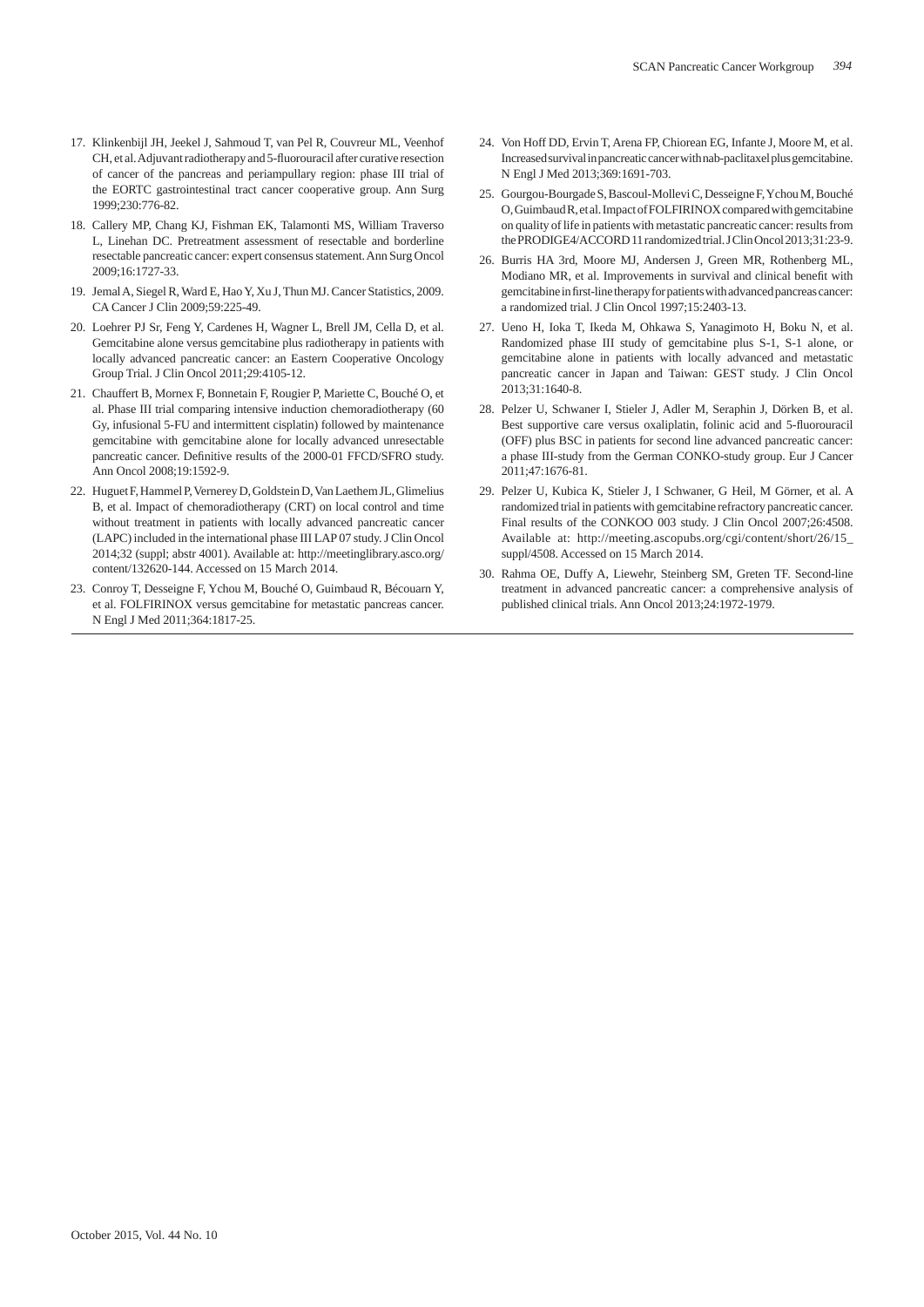17. Klinkenbijl JH, Jeekel J, Sahmoud T, van Pel R, Couvreur ML, Veenhof CH, et al. Adjuvant radiotherapy and 5-fluorouracil after curative resection of cancer of the pancreas and periampullary region: phase III trial of the EORTC gastrointestinal tract cancer cooperative group. Ann Surg 1999;230:776-82.
18. Callery MP, Chang KJ, Fishman EK, Talamonti MS, William Traverso L, Linehan DC. Pretreatment assessment of resectable and borderline resectable pancreatic cancer: expert consensus statement. Ann Surg Oncol 2009;16:1727-33.
19. Jemal A, Siegel R, Ward E, Hao Y, Xu J, Thun MJ. Cancer Statistics, 2009. CA Cancer J Clin 2009;59:225-49.
20. Loehrer PJ Sr, Feng Y, Cardenes H, Wagner L, Brell JM, Cella D, et al. Gemcitabine alone versus gemcitabine plus radiotherapy in patients with locally advanced pancreatic cancer: an Eastern Cooperative Oncology Group Trial. J Clin Oncol 2011;29:4105-12.
21. Chauffert B, Mornex F, Bonnetain F, Rougier P, Mariette C, Bouché O, et al. Phase III trial comparing intensive induction chemoradiotherapy (60 Gy, infusional 5-FU and intermittent cisplatin) followed by maintenance gemcitabine with gemcitabine alone for locally advanced unresectable pancreatic cancer. Definitive results of the 2000-01 FFCD/SFRO study. Ann Oncol 2008;19:1592-9.
22. Huguet F, Hammel P, Vernerey D, Goldstein D, Van Laethem JL, Glimelius B, et al. Impact of chemoradiotherapy (CRT) on local control and time without treatment in patients with locally advanced pancreatic cancer (LAPC) included in the international phase III LAP 07 study. J Clin Oncol 2014;32 (suppl; abstr 4001). Available at: http://meetinglibrary.asco.org/content/132620-144. Accessed on 15 March 2014.
23. Conroy T, Desseigne F, Ychou M, Bouché O, Guimbaud R, Bécouarn Y, et al. FOLFIRINOX versus gemcitabine for metastatic pancreas cancer. N Engl J Med 2011;364:1817-25.
24. Von Hoff DD, Ervin T, Arena FP, Chiorean EG, Infante J, Moore M, et al. Increased survival in pancreatic cancer with nab-paclitaxel plus gemcitabine. N Engl J Med 2013;369:1691-703.
25. Gourgou-Bourgade S, Bascoul-Mollevi C, Desseigne F, Ychou M, Bouché O, Guimbaud R, et al. Impact of FOLFIRINOX compared with gemcitabine on quality of life in patients with metastatic pancreatic cancer: results from the PRODIGE4/ACCORD 11 randomized trial. J Clin Oncol 2013;31:23-9.
26. Burris HA 3rd, Moore MJ, Andersen J, Green MR, Rothenberg ML, Modiano MR, et al. Improvements in survival and clinical benefit with gemcitabine in first-line therapy for patients with advanced pancreas cancer: a randomized trial. J Clin Oncol 1997;15:2403-13.
27. Ueno H, Ioka T, Ikeda M, Ohkawa S, Yanagimoto H, Boku N, et al. Randomized phase III study of gemcitabine plus S-1, S-1 alone, or gemcitabine alone in patients with locally advanced and metastatic pancreatic cancer in Japan and Taiwan: GEST study. J Clin Oncol 2013;31:1640-8.
28. Pelzer U, Schwaner I, Stieler J, Adler M, Seraphin J, Dörken B, et al. Best supportive care versus oxaliplatin, folinic acid and 5-fluorouracil (OFF) plus BSC in patients for second line advanced pancreatic cancer: a phase III-study from the German CONKO-study group. Eur J Cancer 2011;47:1676-81.
29. Pelzer U, Kubica K, Stieler J, I Schwaner, G Heil, M Görner, et al. A randomized trial in patients with gemcitabine refractory pancreatic cancer. Final results of the CONKOO 003 study. J Clin Oncol 2007;26:4508. Available at: http://meeting.ascopubs.org/cgi/content/short/26/15_suppl/4508. Accessed on 15 March 2014.
30. Rahma OE, Duffy A, Liewehr, Steinberg SM, Greten TF. Second-line treatment in advanced pancreatic cancer: a comprehensive analysis of published clinical trials. Ann Oncol 2013;24:1972-1979.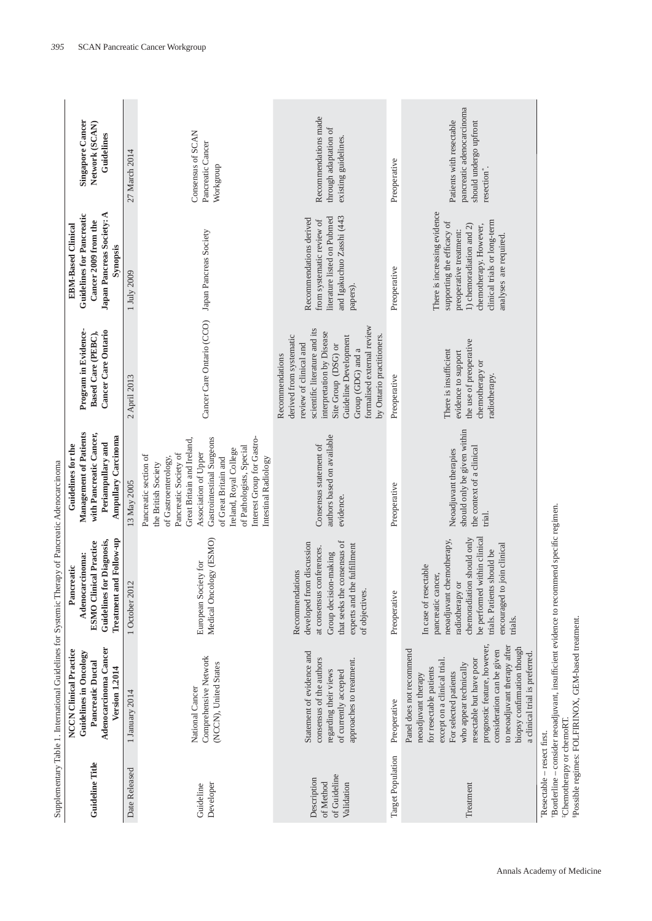Supplementary Table 1. International Guidelines for Systemic Therapy of Pancreatic Adenocarcinoma

| Guideline Title | NCCN Clinical Practice Guidelines in Oncology Pancreatic Ductal Adenocarcinoma Cancer Version 1.2014 | Pancreatic Adenocarcinoma: ESMO Clinical Practice Guidelines for Diagnosis, Treatment and Follow-up | Guidelines for the Management of Patients with Pancreatic Cancer, Periampullary and Ampullary Carcinoma | Program in Evidence-Based Care (PEBC), Cancer Care Ontario | EBM-Based Clinical Guidelines for Pancreatic Cancer 2009 from the Japan Pancreas Society: A Synopsis | Singapore Cancer Network (SCAN) Guidelines |
|---|---|---|---|---|---|---|
| Date Released | 1 January 2014 | 1 October 2012 | 13 May 2005 | 2 April 2013 | 1 July 2009 | 27 March 2014 |
| Guideline Developer | National Cancer Comprehensive Network (NCCN), United States | European Society for Medical Oncology (ESMO) | Pancreatic section of the British Society of Gastroenterology, Pancreatic Society of Great Britain and Ireland, Association of Upper Gastrointestinal Surgeons of Great Britain and Ireland, Royal College of Pathologists, Special Interest Group for Gastro-Intestinal Radiology | Cancer Care Ontario (CCO) | Japan Pancreas Society | Consensus of SCAN Pancreatic Cancer Workgroup |
| Description of Method of Guideline Validation | Statement of evidence and consensus of the authors regarding their views of currently accepted approaches to treatment. | Recommendations developed from discussion at consensus conferences. Group decision-making that seeks the consensus of experts and the fulfillment of objectives. | Consensus statement of authors based on available evidence. | Recommendations derived from systematic review of clinical and scientific literature and its interpretation by Disease Site Group (DSG) or Guideline Development Group (GDG) and a formalised external review by Ontario practitioners. | Recommendations derived from systematic review of literature listed on Pubmed and Igakuchuo Zasshi (443 papers). | Recommendations made through adaptation of existing guidelines. |
| Target Population | Preoperative | Preoperative | Preoperative | Preoperative | Preoperative | Preoperative |
| Treatment | Panel does not recommend neoadjuvant therapy for resectable patients except on a clinical trial. For selected patients who appear technically resectable but have poor prognostic feature, however, consideration can be given to neoadjuvant therapy after biopsy confirmation though a clinical trial is preferred. | In case of resectable pancreatic cancer, neoadjuvant chemotherapy, radiotherapy or chemoradiation should only be performed within clinical trials. Patients should be encouraged to join clinical trials. | Neoadjuvant therapies should only be given within the context of a clinical trial. | There is insufficient evidence to support the use of preoperative chemotherapy or radiotherapy. | There is increasing evidence supporting the efficacy of preoperative treatment: 1) chemoradiation and 2) chemotherapy. However, clinical trials or long-term analyses are required. | Patients with resectable pancreatic adenocarcinoma should undergo upfront resection*. |

*Resectable – resect first.
†Borderline – consider neoadjuvant, insufficient evidence to recommend specific regimen.
‡Chemotherapy or chemoRT.
§Possible regimes: FOLFIRINOX, GEM-based treatment.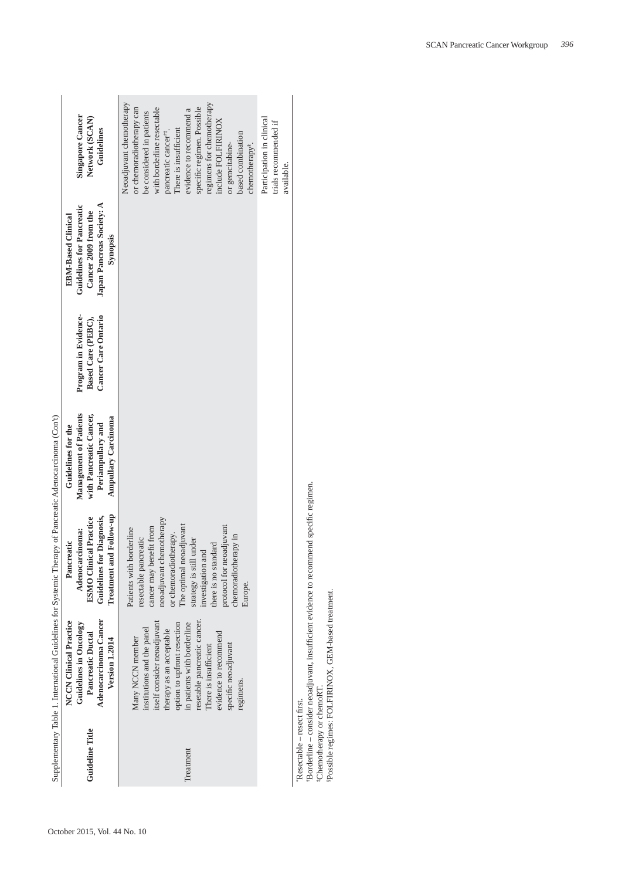Supplementary Table 1. International Guidelines for Systemic Therapy of Pancreatic Adenocarcinoma (Con't)

| Guideline Title | NCCN Clinical Practice Guidelines in Oncology Pancreatic Ductal Adenocarcinoma Cancer Version 1.2014 | Pancreatic Adenocarcinoma: ESMO Clinical Practice Guidelines for Diagnosis, Treatment and Follow-up | Guidelines for the Management of Patients with Pancreatic Cancer, Periampullary and Ampullary Carcinoma | Program in Evidence-Based Care (PEBC), Cancer Care Ontario | EBM-Based Clinical Guidelines for Pancreatic Cancer 2009 from the Japan Pancreas Society: A Synopsis | Singapore Cancer Network (SCAN) Guidelines |
|---|---|---|---|---|---|---|
| Treatment | Many NCCN member institutions and the panel itself consider neoadjuvant therapy as an acceptable option to upfront resection in patients with borderline resetable pancreatic cancer. There is insufficient evidence to recommend specific neoadjuvant regimens. | Patients with borderline resectable pancreatic cancer may benefit from neoadjuvant chemotherapy or chemoradiotherapy. The optimal neoadjuvant strategy is still under investigation and there is no standard protocol for neoadjuvant chemoradiotherapy in Europe. | | | | Neoadjuvant chemotherapy or chemoradiotherapy can be considered in patients with borderline resectable pancreatic cancer*†‡. There is insufficient evidence to recommend a specific regimen. Possible regimens for chemotherapy include FOLFIRINOX or gemcitabine-based combination chemotherapy§. Participation in clinical trials recommended if available. |

*Resectable – resect first.
†Borderline – consider neoadjuvant, insufficient evidence to recommend specific regimen.
‡Chemotherapy or chemoRT.
§Possible regimes: FOLFIRINOX, GEM-based treatment.